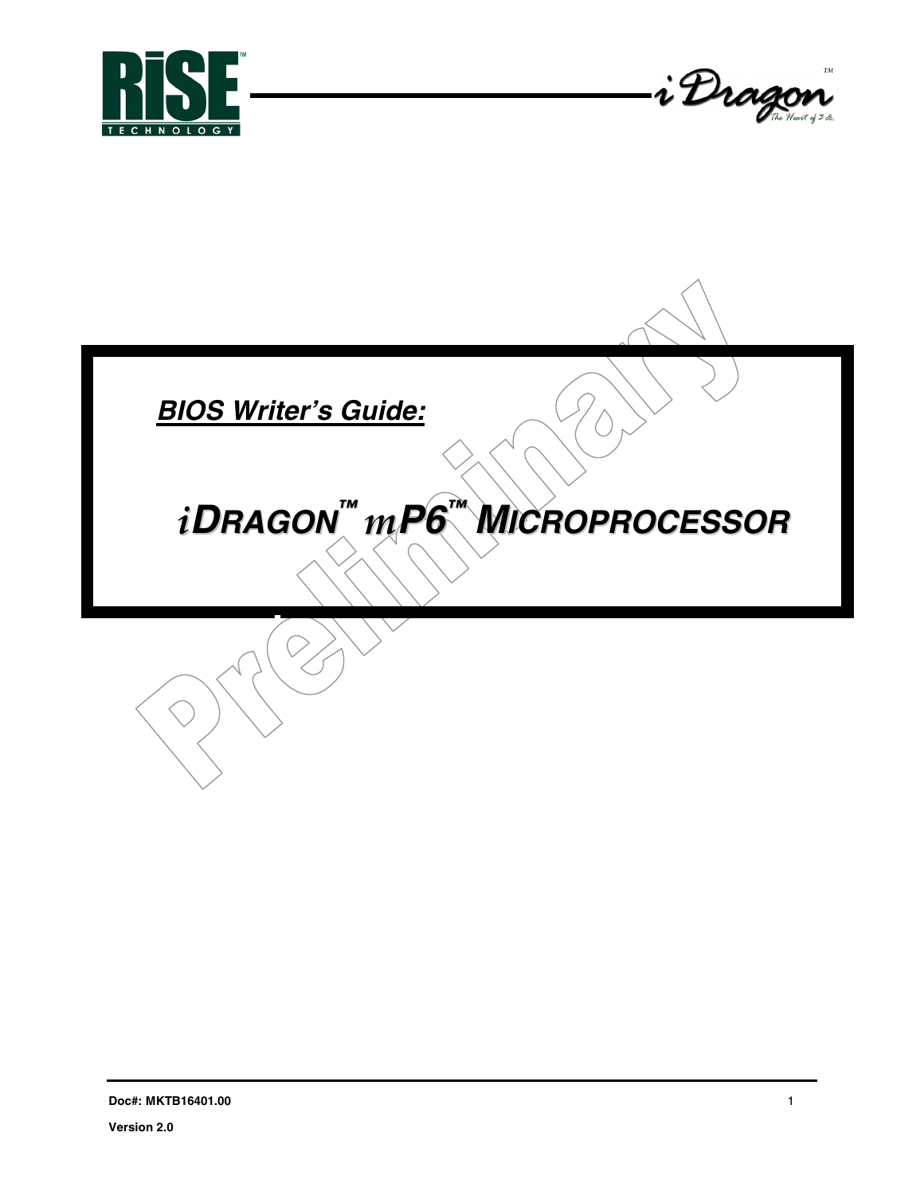RiSE TECHNOLOGY

iDragon™ The Heart of 3 D.

# BIOS Writer's Guide:

## iDRAGON™ mP6™ MICROPROCESSOR

Preliminary

Doc#: MKTB16401.00

Version 2.0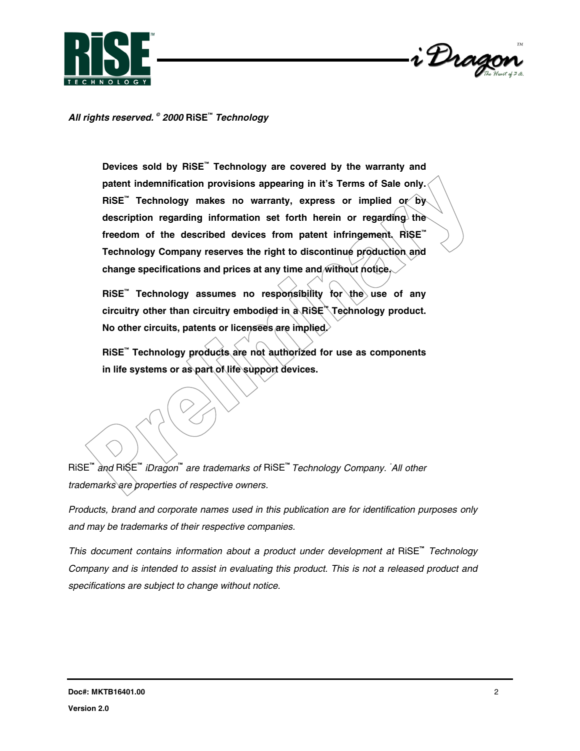*All rights reserved. © 2000* RiSE™ *Technology*

**Devices sold by RiSE™ Technology are covered by the warranty and patent indemnification provisions appearing in it's Terms of Sale only. RiSE™ Technology makes no warranty, express or implied or by description regarding information set forth herein or regarding the freedom of the described devices from patent infringement. RiSE™ Technology Company reserves the right to discontinue production and change specifications and prices at any time and without notice.**

**RiSE™ Technology assumes no responsibility for the use of any circuitry other than circuitry embodied in a RiSE™ Technology product. No other circuits, patents or licensees are implied.**

**RiSE™ Technology products are not authorized for use as components in life systems or as part of life support devices.**

RiSE™ *and* RiSE™ *iDragon™ are trademarks of* RiSE™ *Technology Company. All other trademarks are properties of respective owners.*

*Products, brand and corporate names used in this publication are for identification purposes only and may be trademarks of their respective companies.*

*This document contains information about a product under development at* RiSE™ *Technology Company and is intended to assist in evaluating this product. This is not a released product and specifications are subject to change without notice.*

**Doc#: MKTB16401.00**

**Version 2.0**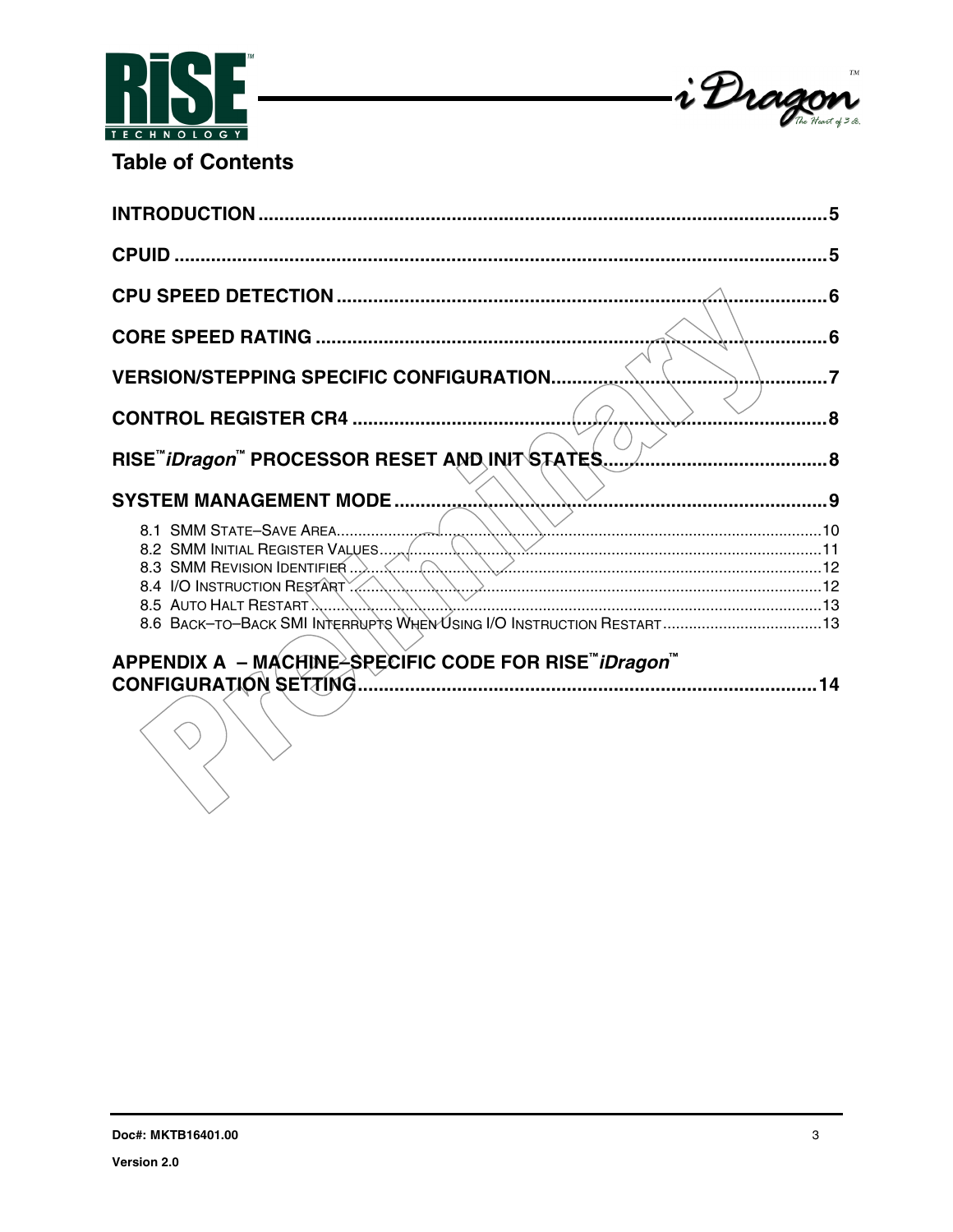## Table of Contents

**INTRODUCTION** .......... **5**

**CPUID** .......... **5**

**CPU SPEED DETECTION** .......... **6**

**CORE SPEED RATING** .......... **6**

**VERSION/STEPPING SPECIFIC CONFIGURATION** .......... **7**

**CONTROL REGISTER CR4** .......... **8**

**RISE™ *iDragon*™ PROCESSOR RESET AND INIT STATES** .......... **8**

**SYSTEM MANAGEMENT MODE** .......... **9**

- 8.1 SMM State–Save Area .......... 10
- 8.2 SMM Initial Register Values .......... 11
- 8.3 SMM Revision Identifier .......... 12
- 8.4 I/O Instruction Restart .......... 12
- 8.5 Auto Halt Restart .......... 13
- 8.6 Back–to–Back SMI Interrupts When Using I/O Instruction Restart .......... 13

**APPENDIX A – MACHINE–SPECIFIC CODE FOR RISE™ *iDragon*™ CONFIGURATION SETTING** .......... **14**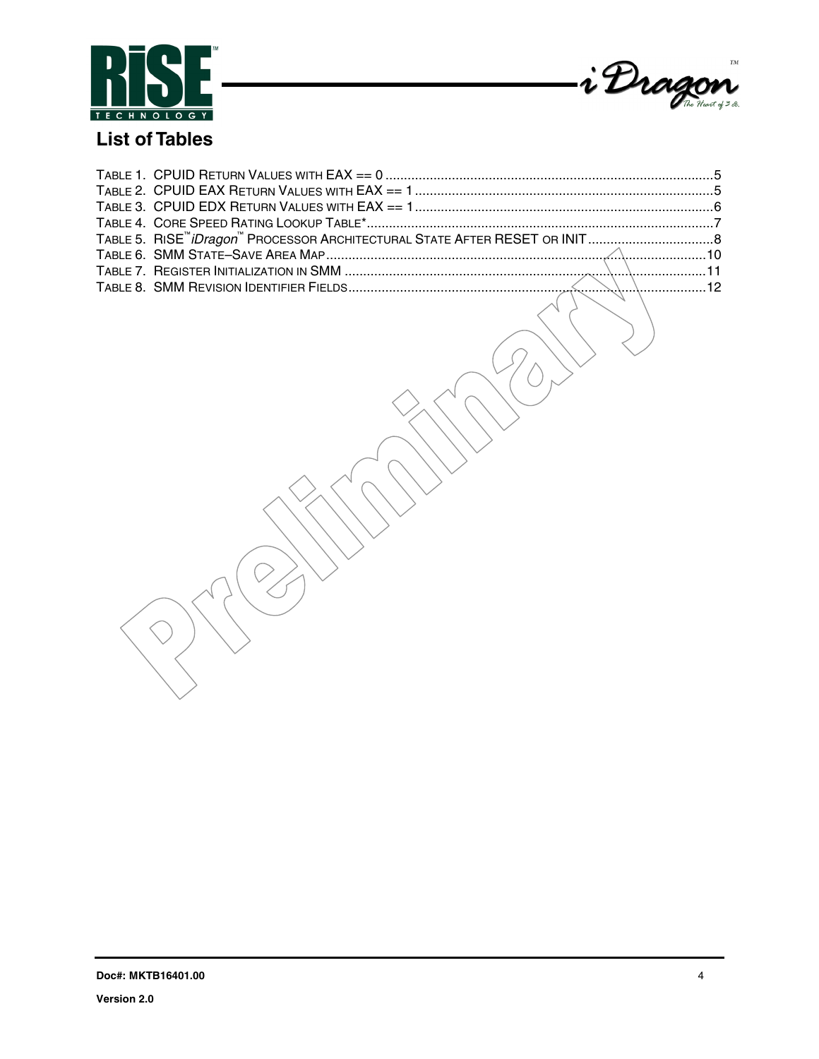## List of Tables

TABLE 1. CPUID RETURN VALUES WITH EAX == 0 ........................................................................................5
TABLE 2. CPUID EAX RETURN VALUES WITH EAX == 1 ................................................................................5
TABLE 3. CPUID EDX RETURN VALUES WITH EAX == 1 ................................................................................6
TABLE 4. CORE SPEED RATING LOOKUP TABLE*..........................................................................................7
TABLE 5. RISE™ *iDragon*™ PROCESSOR ARCHITECTURAL STATE AFTER RESET OR INIT ..................................8
TABLE 6. SMM STATE–SAVE AREA MAP.......................................................................................................10
TABLE 7. REGISTER INITIALIZATION IN SMM ................................................................................................11
TABLE 8. SMM REVISION IDENTIFIER FIELDS................................................................................................12

Doc#: MKTB16401.00

Version 2.0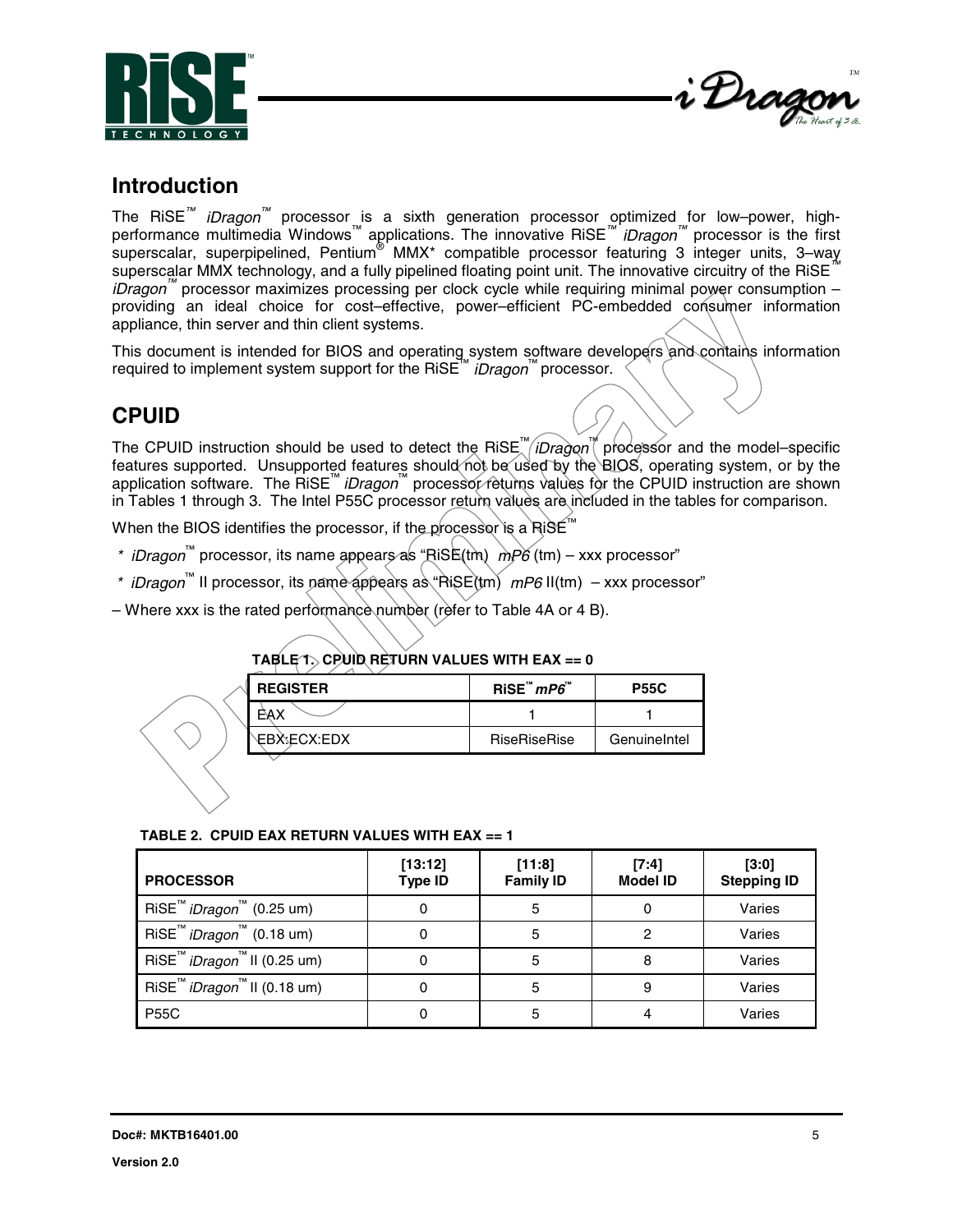## Introduction

The RiSE™ *iDragon*™ processor is a sixth generation processor optimized for low–power, high-performance multimedia Windows™ applications. The innovative RiSE™ *iDragon*™ processor is the first superscalar, superpipelined, Pentium® MMX* compatible processor featuring 3 integer units, 3–way superscalar MMX technology, and a fully pipelined floating point unit. The innovative circuitry of the RiSE™ *iDragon*™ processor maximizes processing per clock cycle while requiring minimal power consumption – providing an ideal choice for cost–effective, power–efficient PC-embedded consumer information appliance, thin server and thin client systems.

This document is intended for BIOS and operating system software developers and contains information required to implement system support for the RiSE™ *iDragon*™ processor.

## CPUID

The CPUID instruction should be used to detect the RiSE™ *iDragon*™ processor and the model–specific features supported. Unsupported features should not be used by the BIOS, operating system, or by the application software. The RiSE™ *iDragon*™ processor returns values for the CPUID instruction are shown in Tables 1 through 3. The Intel P55C processor return values are included in the tables for comparison.

When the BIOS identifies the processor, if the processor is a RiSE™

* *iDragon*™ processor, its name appears as "RiSE(tm) *mP6* (tm) – xxx processor"
* *iDragon*™ II processor, its name appears as "RiSE(tm) *mP6* II(tm) – xxx processor"

– Where xxx is the rated performance number (refer to Table 4A or 4 B).

**TABLE 1. CPUID RETURN VALUES WITH EAX == 0**

| REGISTER | RiSE™ *mP6*™ | P55C |
|---|---|---|
| EAX | 1 | 1 |
| EBX:ECX:EDX | RiseRiseRise | GenuineIntel |

**TABLE 2. CPUID EAX RETURN VALUES WITH EAX == 1**

| PROCESSOR | [13:12] Type ID | [11:8] Family ID | [7:4] Model ID | [3:0] Stepping ID |
|---|---|---|---|---|
| RiSE™ *iDragon*™ (0.25 um) | 0 | 5 | 0 | Varies |
| RiSE™ *iDragon*™ (0.18 um) | 0 | 5 | 2 | Varies |
| RiSE™ *iDragon*™ II (0.25 um) | 0 | 5 | 8 | Varies |
| RiSE™ *iDragon*™ II (0.18 um) | 0 | 5 | 9 | Varies |
| P55C | 0 | 5 | 4 | Varies |

**Doc#: MKTB16401.00**

**Version 2.0**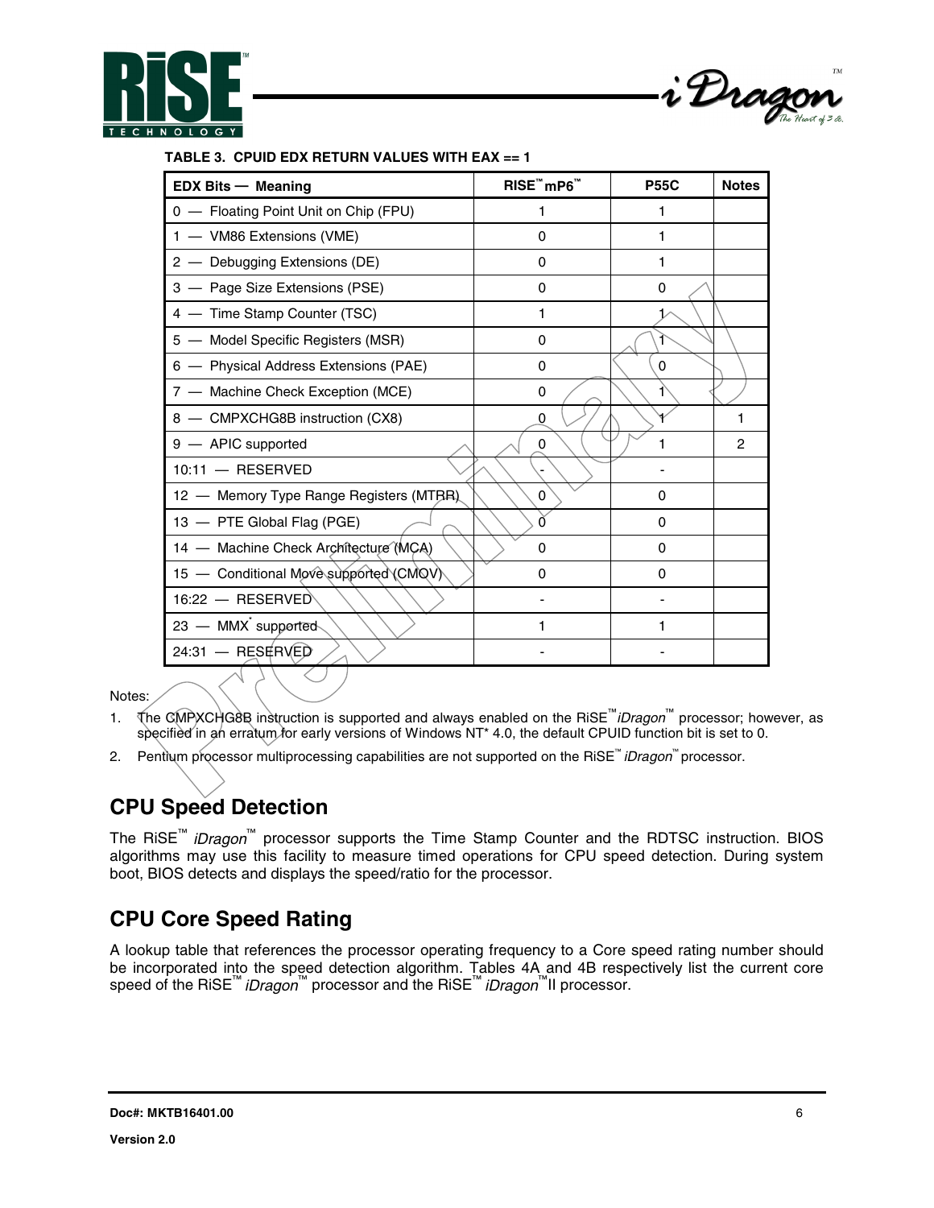**TABLE 3. CPUID EDX RETURN VALUES WITH EAX == 1**

| EDX Bits — Meaning | RISE™ mP6™ | P55C | Notes |
|---|---|---|---|
| 0 — Floating Point Unit on Chip (FPU) | 1 | 1 | |
| 1 — VM86 Extensions (VME) | 0 | 1 | |
| 2 — Debugging Extensions (DE) | 0 | 1 | |
| 3 — Page Size Extensions (PSE) | 0 | 0 | |
| 4 — Time Stamp Counter (TSC) | 1 | 1 | |
| 5 — Model Specific Registers (MSR) | 0 | 1 | |
| 6 — Physical Address Extensions (PAE) | 0 | 0 | |
| 7 — Machine Check Exception (MCE) | 0 | 1 | |
| 8 — CMPXCHG8B instruction (CX8) | 0 | 1 | 1 |
| 9 — APIC supported | 0 | 1 | 2 |
| 10:11 — RESERVED | - | - | |
| 12 — Memory Type Range Registers (MTRR) | 0 | 0 | |
| 13 — PTE Global Flag (PGE) | 0 | 0 | |
| 14 — Machine Check Architecture (MCA) | 0 | 0 | |
| 15 — Conditional Move supported (CMOV) | 0 | 0 | |
| 16:22 — RESERVED | - | - | |
| 23 — MMX* supported | 1 | 1 | |
| 24:31 — RESERVED | - | - | |

Notes:

1. The CMPXCHG8B instruction is supported and always enabled on the RiSE™ iDragon™ processor; however, as specified in an erratum for early versions of Windows NT* 4.0, the default CPUID function bit is set to 0.
2. Pentium processor multiprocessing capabilities are not supported on the RiSE™ iDragon™ processor.

## CPU Speed Detection

The RiSE™ *iDragon*™ processor supports the Time Stamp Counter and the RDTSC instruction. BIOS algorithms may use this facility to measure timed operations for CPU speed detection. During system boot, BIOS detects and displays the speed/ratio for the processor.

## CPU Core Speed Rating

A lookup table that references the processor operating frequency to a Core speed rating number should be incorporated into the speed detection algorithm. Tables 4A and 4B respectively list the current core speed of the RiSE™ *iDragon*™ processor and the RiSE™ *iDragon*™II processor.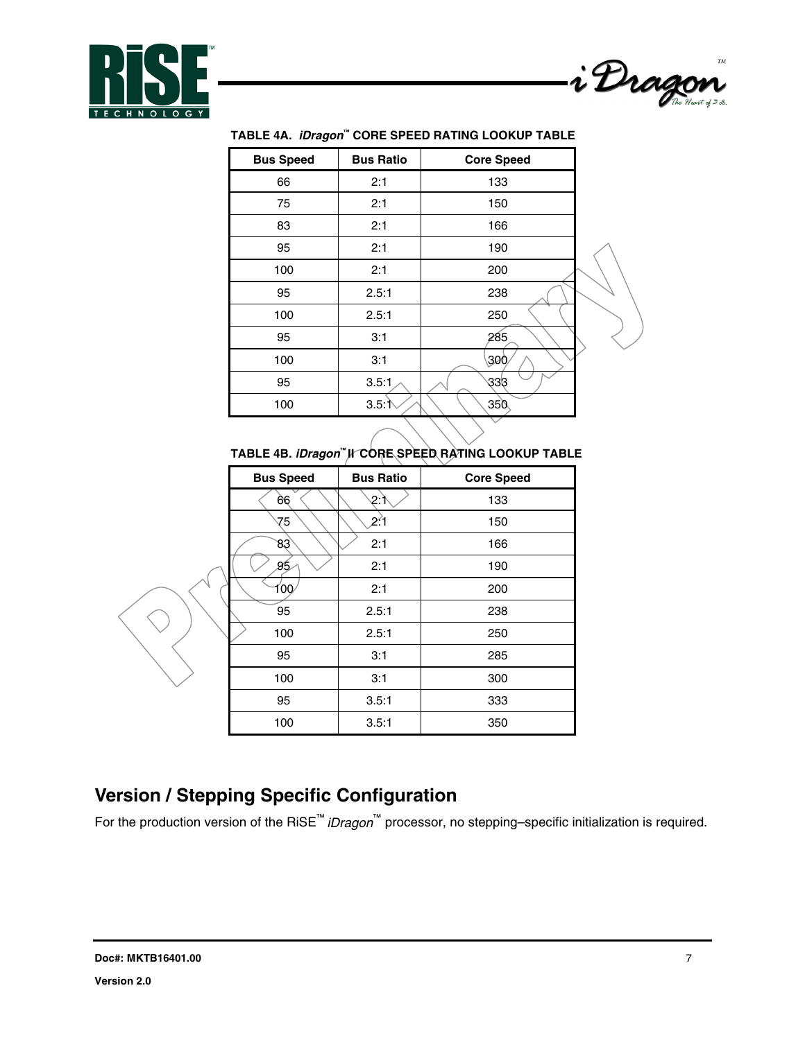**TABLE 4A. *iDragon*™ CORE SPEED RATING LOOKUP TABLE**

| Bus Speed | Bus Ratio | Core Speed |
| --- | --- | --- |
| 66 | 2:1 | 133 |
| 75 | 2:1 | 150 |
| 83 | 2:1 | 166 |
| 95 | 2:1 | 190 |
| 100 | 2:1 | 200 |
| 95 | 2.5:1 | 238 |
| 100 | 2.5:1 | 250 |
| 95 | 3:1 | 285 |
| 100 | 3:1 | 300 |
| 95 | 3.5:1 | 333 |
| 100 | 3.5:1 | 350 |

**TABLE 4B. *iDragon*™ II CORE SPEED RATING LOOKUP TABLE**

| Bus Speed | Bus Ratio | Core Speed |
| --- | --- | --- |
| 66 | 2:1 | 133 |
| 75 | 2:1 | 150 |
| 83 | 2:1 | 166 |
| 95 | 2:1 | 190 |
| 100 | 2:1 | 200 |
| 95 | 2.5:1 | 238 |
| 100 | 2.5:1 | 250 |
| 95 | 3:1 | 285 |
| 100 | 3:1 | 300 |
| 95 | 3.5:1 | 333 |
| 100 | 3.5:1 | 350 |

## Version / Stepping Specific Configuration

For the production version of the RiSE™ *iDragon*™ processor, no stepping–specific initialization is required.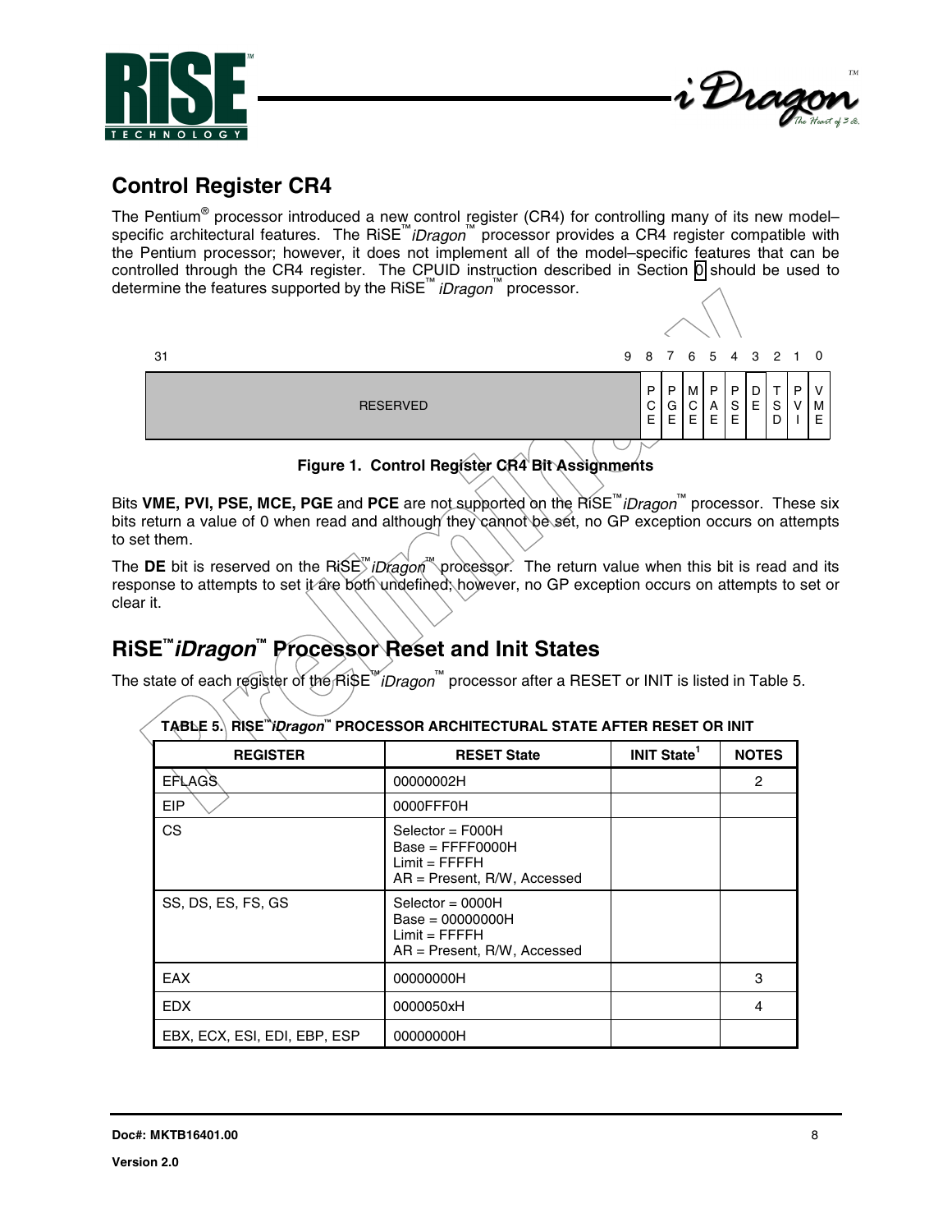## Control Register CR4

The Pentium® processor introduced a new control register (CR4) for controlling many of its new model–specific architectural features. The RiSE™ *iDragon*™ processor provides a CR4 register compatible with the Pentium processor; however, it does not implement all of the model–specific features that can be controlled through the CR4 register. The CPUID instruction described in Section 0 should be used to determine the features supported by the RiSE™ *iDragon*™ processor.

| 31 ... 9 | 8 | 7 | 6 | 5 | 4 | 3 | 2 | 1 | 0 |
|---|---|---|---|---|---|---|---|---|---|
| RESERVED | PCE | PGE | MCE | PAE | PSE | DE | TSD | PVI | VME |

**Figure 1. Control Register CR4 Bit Assignments**

Bits **VME, PVI, PSE, MCE, PGE** and **PCE** are not supported on the RiSE™ *iDragon*™ processor. These six bits return a value of 0 when read and although they cannot be set, no GP exception occurs on attempts to set them.

The **DE** bit is reserved on the RiSE™ *iDragon*™ processor. The return value when this bit is read and its response to attempts to set it are both undefined; however, no GP exception occurs on attempts to set or clear it.

## RiSE™ *iDragon*™ Processor Reset and Init States

The state of each register of the RiSE™ *iDragon*™ processor after a RESET or INIT is listed in Table 5.

**TABLE 5. RiSE™ *iDragon*™ PROCESSOR ARCHITECTURAL STATE AFTER RESET OR INIT**

| REGISTER | RESET State | INIT State[1] | NOTES |
|---|---|---|---|
| EFLAGS | 00000002H | | 2 |
| EIP | 0000FFF0H | | |
| CS | Selector = F000H<br>Base = FFFF0000H<br>Limit = FFFFH<br>AR = Present, R/W, Accessed | | |
| SS, DS, ES, FS, GS | Selector = 0000H<br>Base = 00000000H<br>Limit = FFFFH<br>AR = Present, R/W, Accessed | | |
| EAX | 00000000H | | 3 |
| EDX | 0000050xH | | 4 |
| EBX, ECX, ESI, EDI, EBP, ESP | 00000000H | | |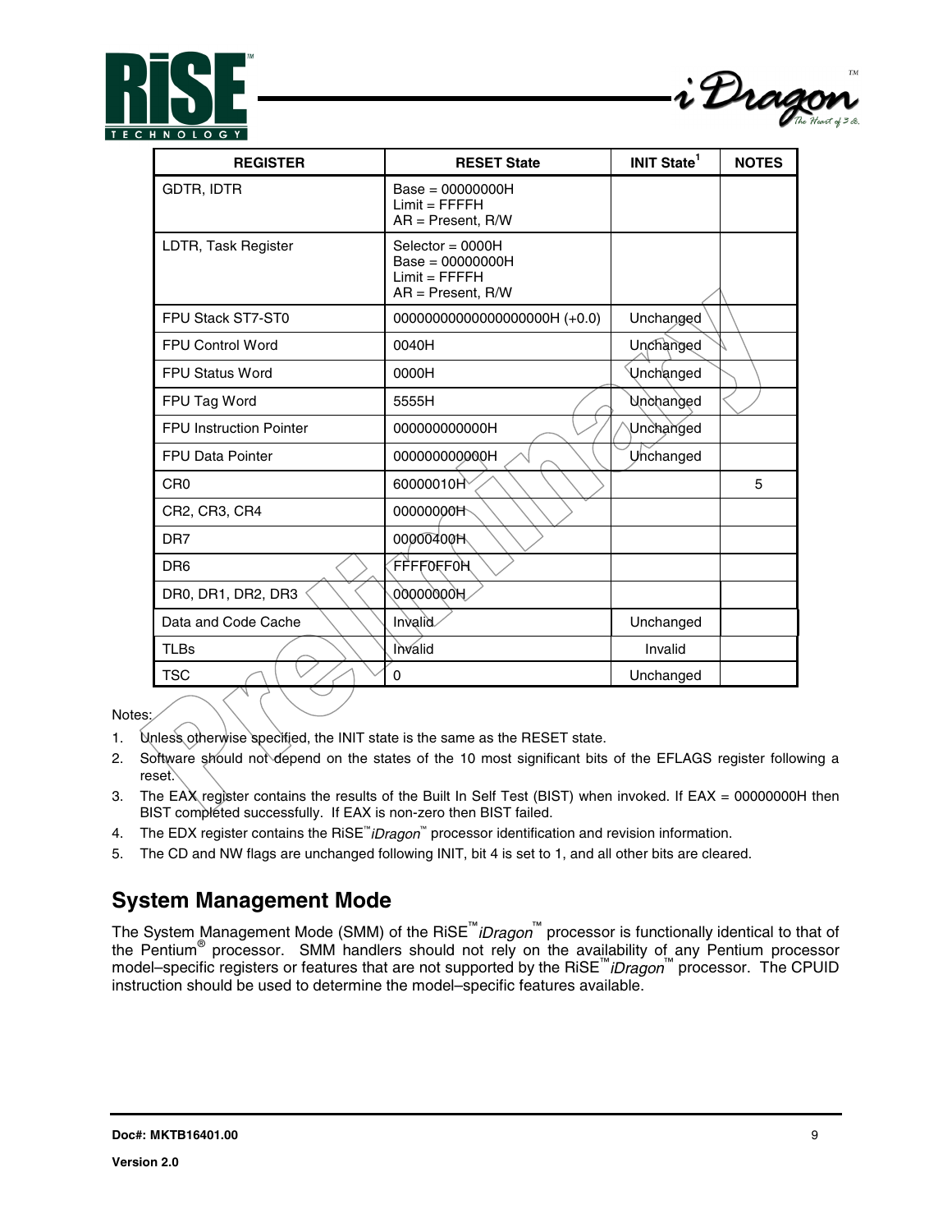| REGISTER | RESET State | INIT State[1] | NOTES |
|---|---|---|---|
| GDTR, IDTR | Base = 00000000H<br>Limit = FFFFH<br>AR = Present, R/W | | |
| LDTR, Task Register | Selector = 0000H<br>Base = 00000000H<br>Limit = FFFFH<br>AR = Present, R/W | | |
| FPU Stack ST7-ST0 | 00000000000000000000H (+0.0) | Unchanged | |
| FPU Control Word | 0040H | Unchanged | |
| FPU Status Word | 0000H | Unchanged | |
| FPU Tag Word | 5555H | Unchanged | |
| FPU Instruction Pointer | 000000000000H | Unchanged | |
| FPU Data Pointer | 000000000000H | Unchanged | |
| CR0 | 60000010H | | 5 |
| CR2, CR3, CR4 | 00000000H | | |
| DR7 | 00000400H | | |
| DR6 | FFFF0FF0H | | |
| DR0, DR1, DR2, DR3 | 00000000H | | |
| Data and Code Cache | Invalid | Unchanged | |
| TLBs | Invalid | Invalid | |
| TSC | 0 | Unchanged | |

Notes:

1. Unless otherwise specified, the INIT state is the same as the RESET state.
2. Software should not depend on the states of the 10 most significant bits of the EFLAGS register following a reset.
3. The EAX register contains the results of the Built In Self Test (BIST) when invoked. If EAX = 00000000H then BIST completed successfully. If EAX is non-zero then BIST failed.
4. The EDX register contains the RiSE™*iDragon*™ processor identification and revision information.
5. The CD and NW flags are unchanged following INIT, bit 4 is set to 1, and all other bits are cleared.

## System Management Mode

The System Management Mode (SMM) of the RiSE™*iDragon*™ processor is functionally identical to that of the Pentium® processor. SMM handlers should not rely on the availability of any Pentium processor model–specific registers or features that are not supported by the RiSE™*iDragon*™ processor. The CPUID instruction should be used to determine the model–specific features available.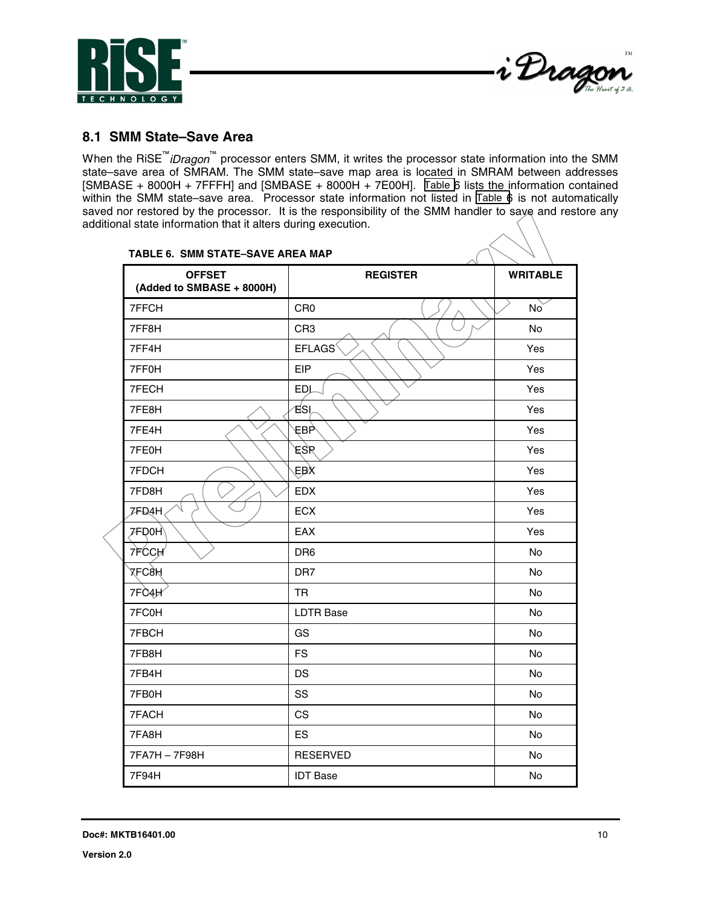## 8.1 SMM State–Save Area

When the RiSE™ *iDragon*™ processor enters SMM, it writes the processor state information into the SMM state–save area of SMRAM. The SMM state–save map area is located in SMRAM between addresses [SMBASE + 8000H + 7FFFH] and [SMBASE + 8000H + 7E00H]. Table 6 lists the information contained within the SMM state–save area. Processor state information not listed in Table 6 is not automatically saved nor restored by the processor. It is the responsibility of the SMM handler to save and restore any additional state information that it alters during execution.

**TABLE 6. SMM STATE–SAVE AREA MAP**

| OFFSET (Added to SMBASE + 8000H) | REGISTER | WRITABLE |
|---|---|---|
| 7FFCH | CR0 | No |
| 7FF8H | CR3 | No |
| 7FF4H | EFLAGS | Yes |
| 7FF0H | EIP | Yes |
| 7FECH | EDI | Yes |
| 7FE8H | ESI | Yes |
| 7FE4H | EBP | Yes |
| 7FE0H | ESP | Yes |
| 7FDCH | EBX | Yes |
| 7FD8H | EDX | Yes |
| 7FD4H | ECX | Yes |
| 7FD0H | EAX | Yes |
| 7FCCH | DR6 | No |
| 7FC8H | DR7 | No |
| 7FC4H | TR | No |
| 7FC0H | LDTR Base | No |
| 7FBCH | GS | No |
| 7FB8H | FS | No |
| 7FB4H | DS | No |
| 7FB0H | SS | No |
| 7FACH | CS | No |
| 7FA8H | ES | No |
| 7FA7H – 7F98H | RESERVED | No |
| 7F94H | IDT Base | No |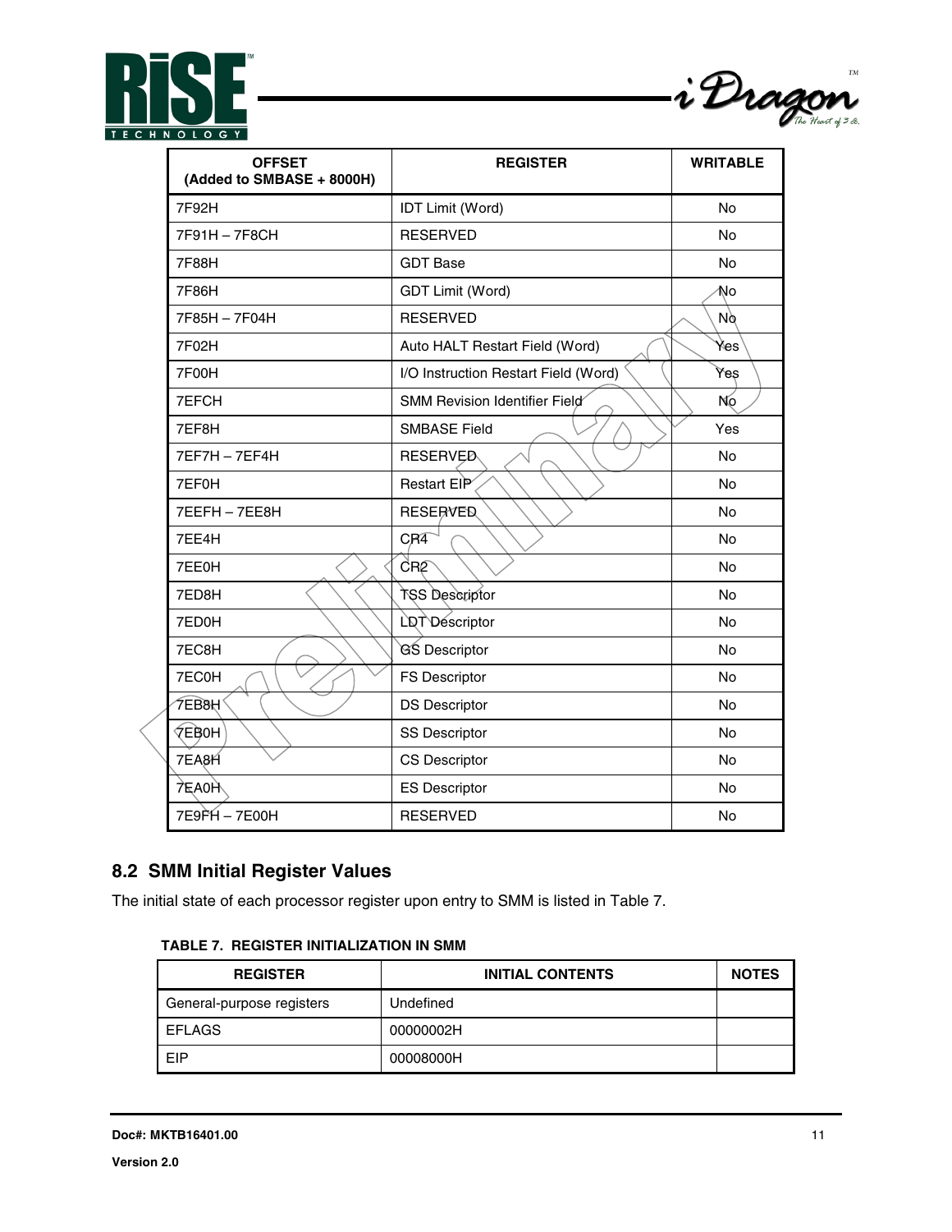| OFFSET (Added to SMBASE + 8000H) | REGISTER | WRITABLE |
|---|---|---|
| 7F92H | IDT Limit (Word) | No |
| 7F91H – 7F8CH | RESERVED | No |
| 7F88H | GDT Base | No |
| 7F86H | GDT Limit (Word) | No |
| 7F85H – 7F04H | RESERVED | No |
| 7F02H | Auto HALT Restart Field (Word) | Yes |
| 7F00H | I/O Instruction Restart Field (Word) | Yes |
| 7EFCH | SMM Revision Identifier Field | No |
| 7EF8H | SMBASE Field | Yes |
| 7EF7H – 7EF4H | RESERVED | No |
| 7EF0H | Restart EIP | No |
| 7EEFH – 7EE8H | RESERVED | No |
| 7EE4H | CR4 | No |
| 7EE0H | CR2 | No |
| 7ED8H | TSS Descriptor | No |
| 7ED0H | LDT Descriptor | No |
| 7EC8H | GS Descriptor | No |
| 7EC0H | FS Descriptor | No |
| 7EB8H | DS Descriptor | No |
| 7EB0H | SS Descriptor | No |
| 7EA8H | CS Descriptor | No |
| 7EA0H | ES Descriptor | No |
| 7E9FH – 7E00H | RESERVED | No |

## 8.2 SMM Initial Register Values

The initial state of each processor register upon entry to SMM is listed in Table 7.

**TABLE 7. REGISTER INITIALIZATION IN SMM**

| REGISTER | INITIAL CONTENTS | NOTES |
|---|---|---|
| General-purpose registers | Undefined | |
| EFLAGS | 00000002H | |
| EIP | 00008000H | |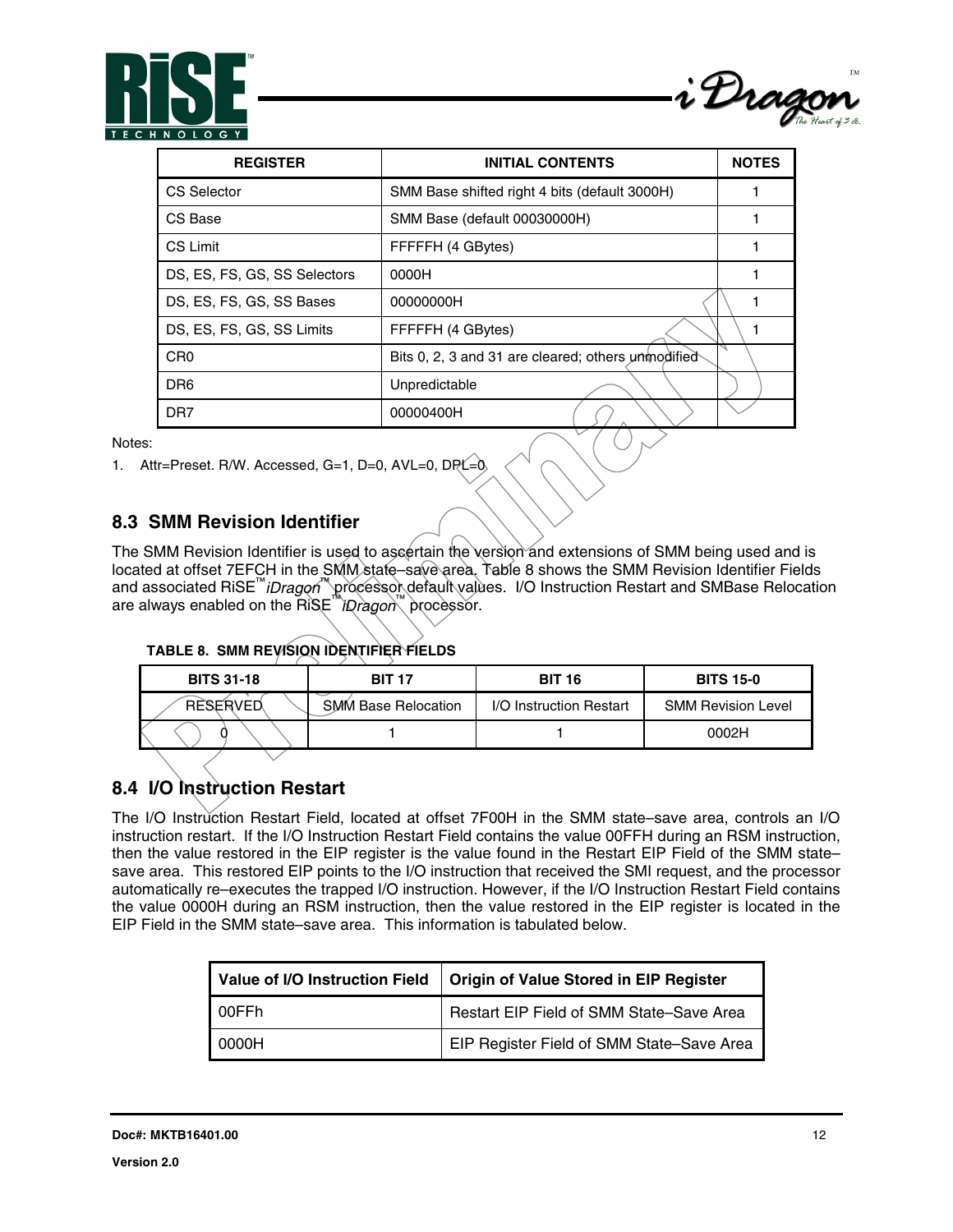| REGISTER | INITIAL CONTENTS | NOTES |
|---|---|---|
| CS Selector | SMM Base shifted right 4 bits (default 3000H) | 1 |
| CS Base | SMM Base (default 00030000H) | 1 |
| CS Limit | FFFFFH (4 GBytes) | 1 |
| DS, ES, FS, GS, SS Selectors | 0000H | 1 |
| DS, ES, FS, GS, SS Bases | 00000000H | 1 |
| DS, ES, FS, GS, SS Limits | FFFFFH (4 GBytes) | 1 |
| CR0 | Bits 0, 2, 3 and 31 are cleared; others unmodified | |
| DR6 | Unpredictable | |
| DR7 | 00000400H | |

Notes:

1. Attr=Preset. R/W. Accessed, G=1, D=0, AVL=0, DPL=0

## 8.3 SMM Revision Identifier

The SMM Revision Identifier is used to ascertain the version and extensions of SMM being used and is located at offset 7EFCH in the SMM state–save area. Table 8 shows the SMM Revision Identifier Fields and associated RiSE™ *iDragon*™ processor default values. I/O Instruction Restart and SMBase Relocation are always enabled on the RiSE™ *iDragon*™ processor.

**TABLE 8. SMM REVISION IDENTIFIER FIELDS**

| BITS 31-18 | BIT 17 | BIT 16 | BITS 15-0 |
|---|---|---|---|
| RESERVED | SMM Base Relocation | I/O Instruction Restart | SMM Revision Level |
| 0 | 1 | 1 | 0002H |

## 8.4 I/O Instruction Restart

The I/O Instruction Restart Field, located at offset 7F00H in the SMM state–save area, controls an I/O instruction restart. If the I/O Instruction Restart Field contains the value 00FFH during an RSM instruction, then the value restored in the EIP register is the value found in the Restart EIP Field of the SMM state–save area. This restored EIP points to the I/O instruction that received the SMI request, and the processor automatically re–executes the trapped I/O instruction. However, if the I/O Instruction Restart Field contains the value 0000H during an RSM instruction, then the value restored in the EIP register is located in the EIP Field in the SMM state–save area. This information is tabulated below.

| Value of I/O Instruction Field | Origin of Value Stored in EIP Register |
|---|---|
| 00FFh | Restart EIP Field of SMM State–Save Area |
| 0000H | EIP Register Field of SMM State–Save Area |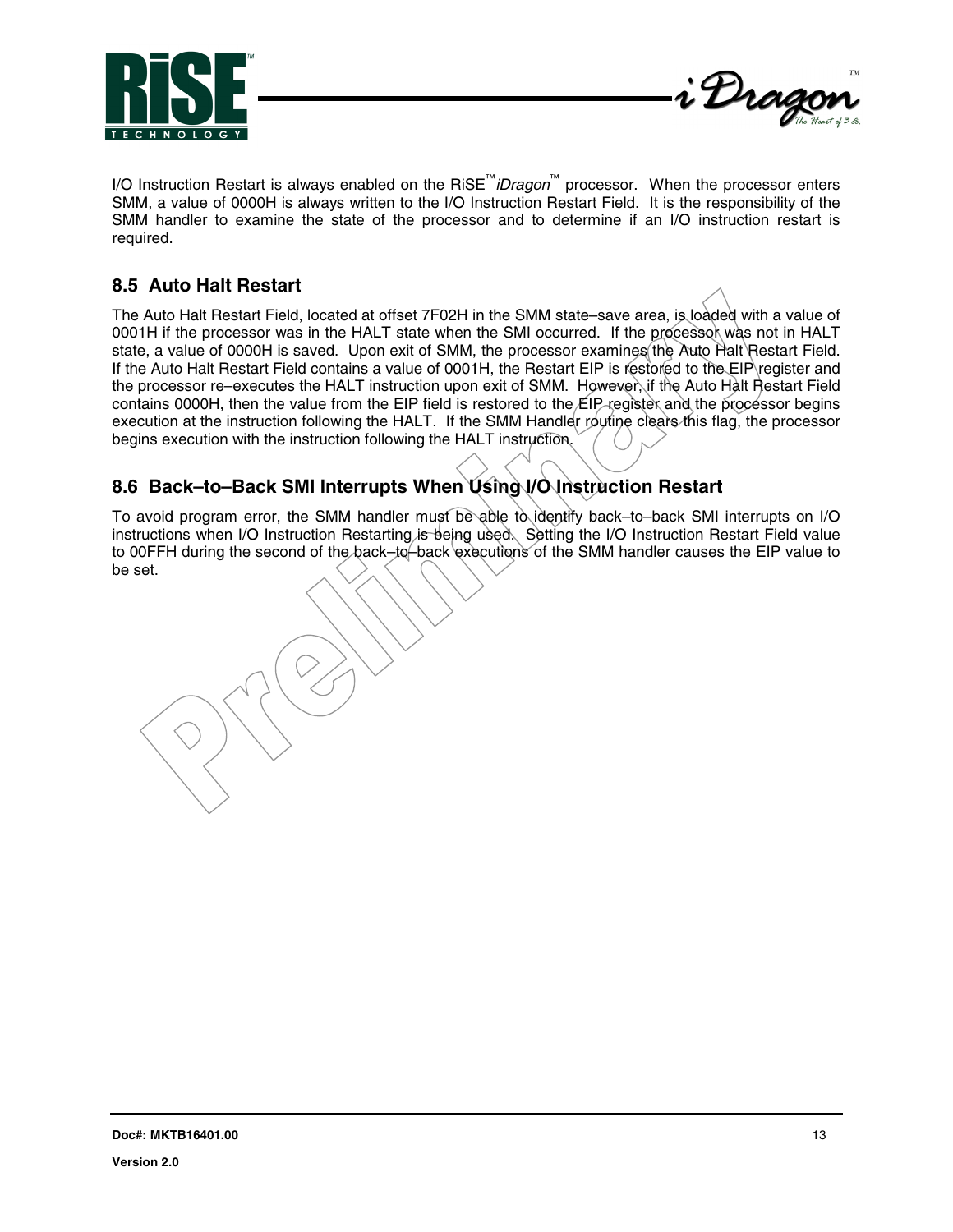I/O Instruction Restart is always enabled on the RiSE™ *iDragon*™ processor. When the processor enters SMM, a value of 0000H is always written to the I/O Instruction Restart Field. It is the responsibility of the SMM handler to examine the state of the processor and to determine if an I/O instruction restart is required.

## 8.5 Auto Halt Restart

The Auto Halt Restart Field, located at offset 7F02H in the SMM state–save area, is loaded with a value of 0001H if the processor was in the HALT state when the SMI occurred. If the processor was not in HALT state, a value of 0000H is saved. Upon exit of SMM, the processor examines the Auto Halt Restart Field. If the Auto Halt Restart Field contains a value of 0001H, the Restart EIP is restored to the EIP register and the processor re–executes the HALT instruction upon exit of SMM. However, if the Auto Halt Restart Field contains 0000H, then the value from the EIP field is restored to the EIP register and the processor begins execution at the instruction following the HALT. If the SMM Handler routine clears this flag, the processor begins execution with the instruction following the HALT instruction.

## 8.6 Back–to–Back SMI Interrupts When Using I/O Instruction Restart

To avoid program error, the SMM handler must be able to identify back–to–back SMI interrupts on I/O instructions when I/O Instruction Restarting is being used. Setting the I/O Instruction Restart Field value to 00FFH during the second of the back–to–back executions of the SMM handler causes the EIP value to be set.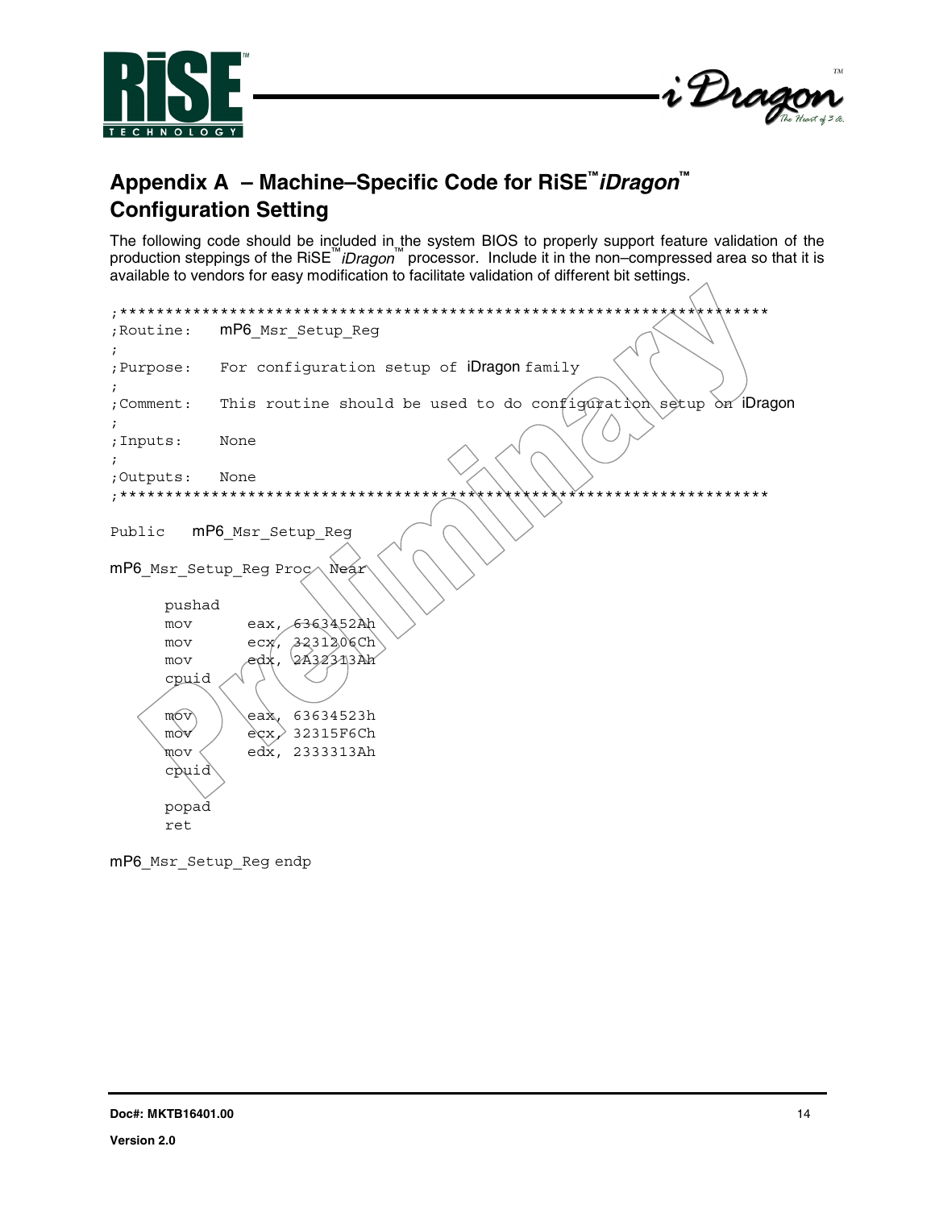# Appendix A – Machine–Specific Code for RiSE™ *iDragon*™ Configuration Setting

The following code should be included in the system BIOS to properly support feature validation of the production steppings of the RiSE™ *iDragon*™ processor. Include it in the non–compressed area so that it is available to vendors for easy modification to facilitate validation of different bit settings.

```
;**************************************************************************
;Routine:    mP6_Msr_Setup_Reg
;
;Purpose:    For configuration setup of iDragon family
;
;Comment:    This routine should be used to do configuration setup on iDragon
;
;Inputs:     None
;
;Outputs:    None
;**************************************************************************

Public    mP6_Msr_Setup_Reg

mP6_Msr_Setup_Reg Proc   Near

      pushad
      mov       eax, 6363452Ah
      mov       ecx, 3231206Ch
      mov       edx, 2A32313Ah
      cpuid

      mov       eax, 63634523h
      mov       ecx, 32315F6Ch
      mov       edx, 2333313Ah
      cpuid

      popad
      ret

mP6_Msr_Setup_Reg endp
```

**Doc#: MKTB16401.00**

**Version 2.0**